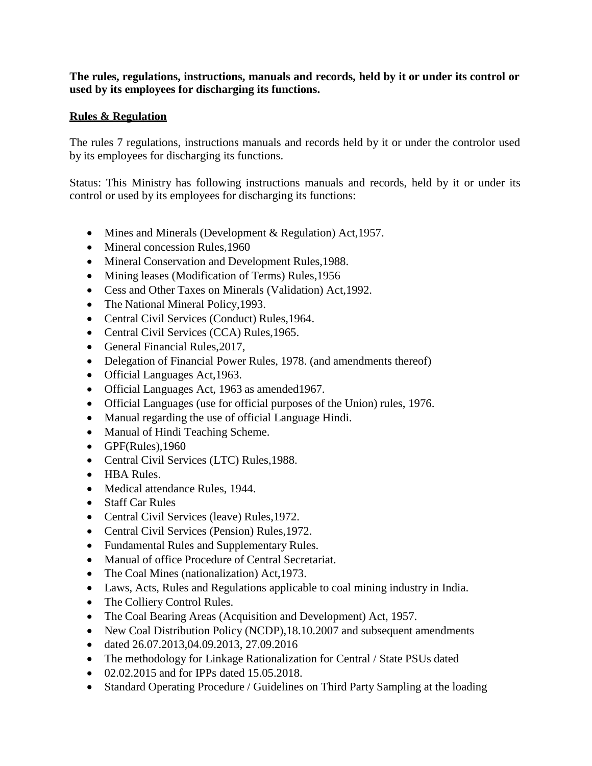**The rules, regulations, instructions, manuals and records, held by it or under its control or used by its employees for discharging its functions.**

**<u>Rules & Regulation</u>**

The rules 7 regulations, instructions manuals and records held by it or under the controlor used by its employees for discharging its functions.

Status: This Ministry has following instructions manuals and records, held by it or under its control or used by its employees for discharging its functions:

- Mines and Minerals (Development & Regulation) Act,1957.
- Mineral concession Rules,1960
- Mineral Conservation and Development Rules,1988.
- Mining leases (Modification of Terms) Rules,1956
- Cess and Other Taxes on Minerals (Validation) Act,1992.
- The National Mineral Policy,1993.
- Central Civil Services (Conduct) Rules,1964.
- Central Civil Services (CCA) Rules,1965.
- General Financial Rules,2017,
- Delegation of Financial Power Rules, 1978. (and amendments thereof)
- Official Languages Act,1963.
- Official Languages Act, 1963 as amended1967.
- Official Languages (use for official purposes of the Union) rules, 1976.
- Manual regarding the use of official Language Hindi.
- Manual of Hindi Teaching Scheme.
- GPF(Rules),1960
- Central Civil Services (LTC) Rules,1988.
- HBA Rules.
- Medical attendance Rules, 1944.
- Staff Car Rules
- Central Civil Services (leave) Rules,1972.
- Central Civil Services (Pension) Rules,1972.
- Fundamental Rules and Supplementary Rules.
- Manual of office Procedure of Central Secretariat.
- The Coal Mines (nationalization) Act,1973.
- Laws, Acts, Rules and Regulations applicable to coal mining industry in India.
- The Colliery Control Rules.
- The Coal Bearing Areas (Acquisition and Development) Act, 1957.
- New Coal Distribution Policy (NCDP),18.10.2007 and subsequent amendments
- dated 26.07.2013,04.09.2013, 27.09.2016
- The methodology for Linkage Rationalization for Central / State PSUs dated
- 02.02.2015 and for IPPs dated 15.05.2018.
- Standard Operating Procedure / Guidelines on Third Party Sampling at the loading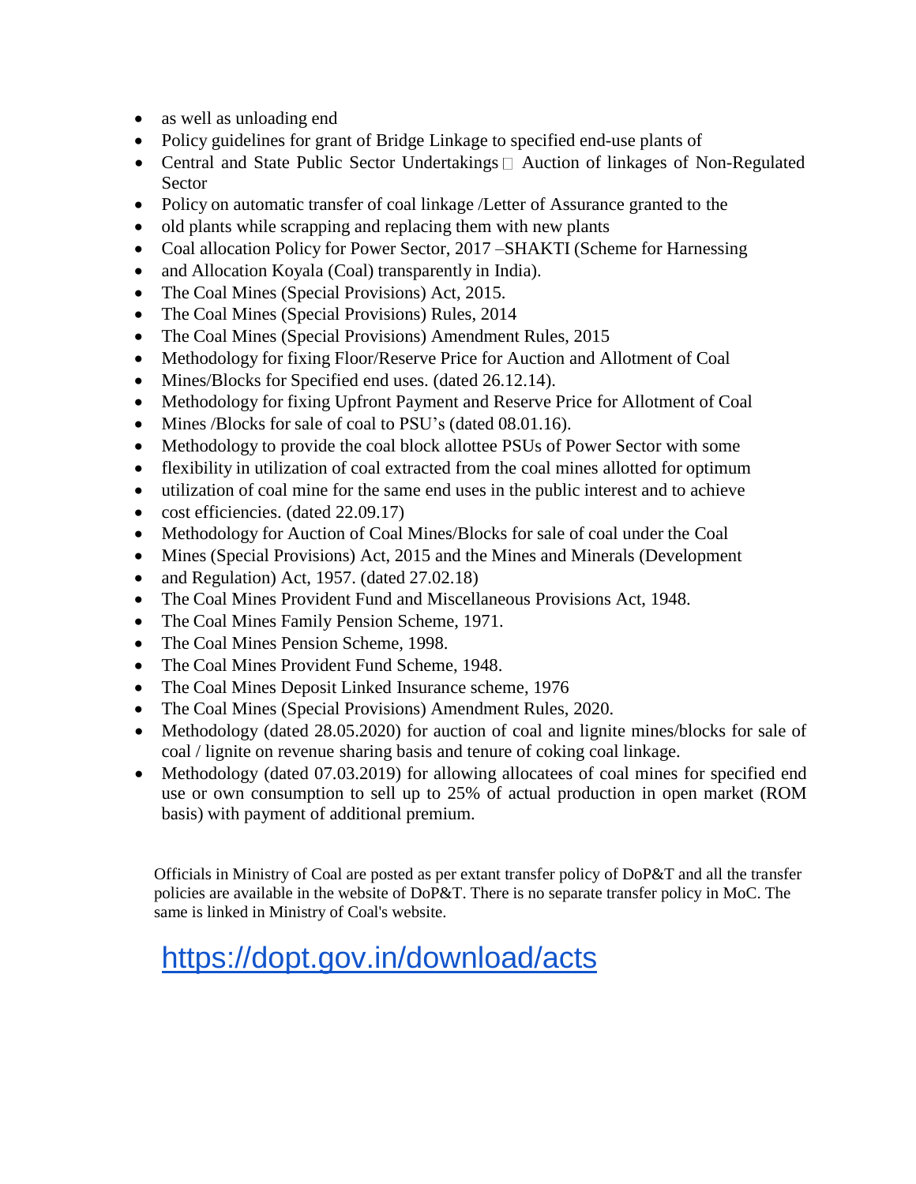- as well as unloading end
- Policy guidelines for grant of Bridge Linkage to specified end-use plants of
- Central and State Public Sector Undertakings  Auction of linkages of Non-Regulated Sector
- Policy on automatic transfer of coal linkage /Letter of Assurance granted to the
- old plants while scrapping and replacing them with new plants
- Coal allocation Policy for Power Sector, 2017 –SHAKTI (Scheme for Harnessing
- and Allocation Koyala (Coal) transparently in India).
- The Coal Mines (Special Provisions) Act, 2015.
- The Coal Mines (Special Provisions) Rules, 2014
- The Coal Mines (Special Provisions) Amendment Rules, 2015
- Methodology for fixing Floor/Reserve Price for Auction and Allotment of Coal
- Mines/Blocks for Specified end uses. (dated 26.12.14).
- Methodology for fixing Upfront Payment and Reserve Price for Allotment of Coal
- Mines /Blocks for sale of coal to PSU's (dated 08.01.16).
- Methodology to provide the coal block allottee PSUs of Power Sector with some
- flexibility in utilization of coal extracted from the coal mines allotted for optimum
- utilization of coal mine for the same end uses in the public interest and to achieve
- cost efficiencies. (dated 22.09.17)
- Methodology for Auction of Coal Mines/Blocks for sale of coal under the Coal
- Mines (Special Provisions) Act, 2015 and the Mines and Minerals (Development
- and Regulation) Act, 1957. (dated 27.02.18)
- The Coal Mines Provident Fund and Miscellaneous Provisions Act, 1948.
- The Coal Mines Family Pension Scheme, 1971.
- The Coal Mines Pension Scheme, 1998.
- The Coal Mines Provident Fund Scheme, 1948.
- The Coal Mines Deposit Linked Insurance scheme, 1976
- The Coal Mines (Special Provisions) Amendment Rules, 2020.
- Methodology (dated 28.05.2020) for auction of coal and lignite mines/blocks for sale of coal / lignite on revenue sharing basis and tenure of coking coal linkage.
- Methodology (dated 07.03.2019) for allowing allocatees of coal mines for specified end use or own consumption to sell up to 25% of actual production in open market (ROM basis) with payment of additional premium.

Officials in Ministry of Coal are posted as per extant transfer policy of DoP&T and all the transfer policies are available in the website of DoP&T. There is no separate transfer policy in MoC. The same is linked in Ministry of Coal's website.

https://dopt.gov.in/download/acts